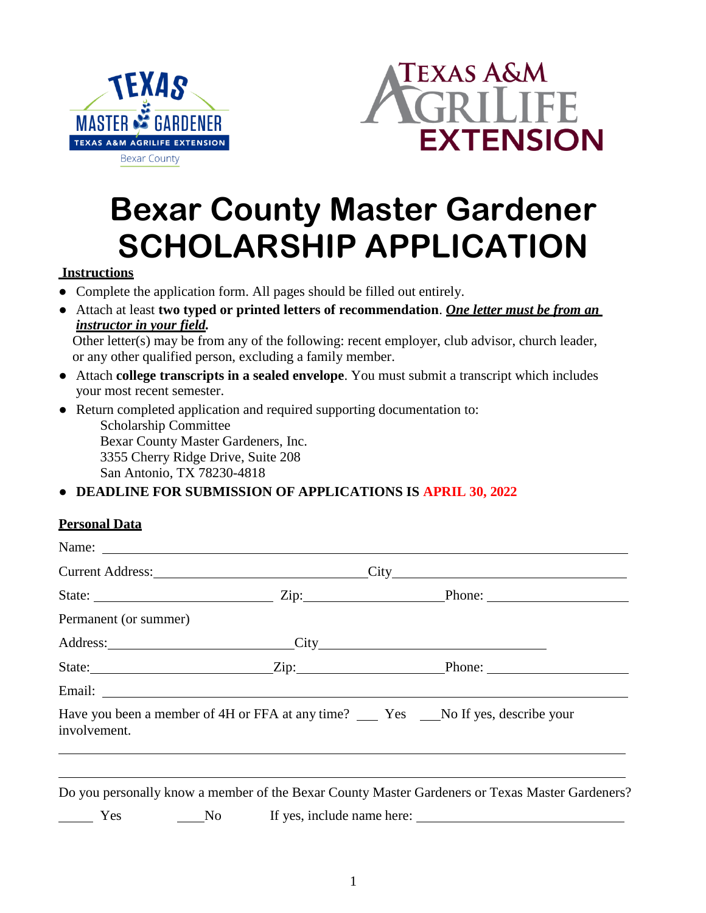# Bexar County Master Gardener SCHOLARSHIP APPLICATION

**Instructions**

- Complete the application form. All pages should be filled out entirely.
- Attach at least **two typed or printed letters of recommendation**. ***One letter must be from an instructor in your field.***
  Other letter(s) may be from any of the following: recent employer, club advisor, church leader, or any other qualified person, excluding a family member.
- Attach **college transcripts in a sealed envelope**. You must submit a transcript which includes your most recent semester.
- Return completed application and required supporting documentation to:
  Scholarship Committee
  Bexar County Master Gardeners, Inc.
  3355 Cherry Ridge Drive, Suite 208
  San Antonio, TX 78230-4818
- **DEADLINE FOR SUBMISSION OF APPLICATIONS IS APRIL 30, 2022**

**Personal Data**

Name: ______________________________________________

Current Address: ______________________ City ______________________

State: ______________ Zip: ______________ Phone: ______________

Permanent (or summer)

Address: ______________________ City ______________________

State: ______________ Zip: ______________ Phone: ______________

Email: ______________________________________________

Have you been a member of 4H or FFA at any time? ___ Yes ___No If yes, describe your involvement.

______________________________________________

______________________________________________

Do you personally know a member of the Bexar County Master Gardeners or Texas Master Gardeners?

_____ Yes _____No If yes, include name here: ______________________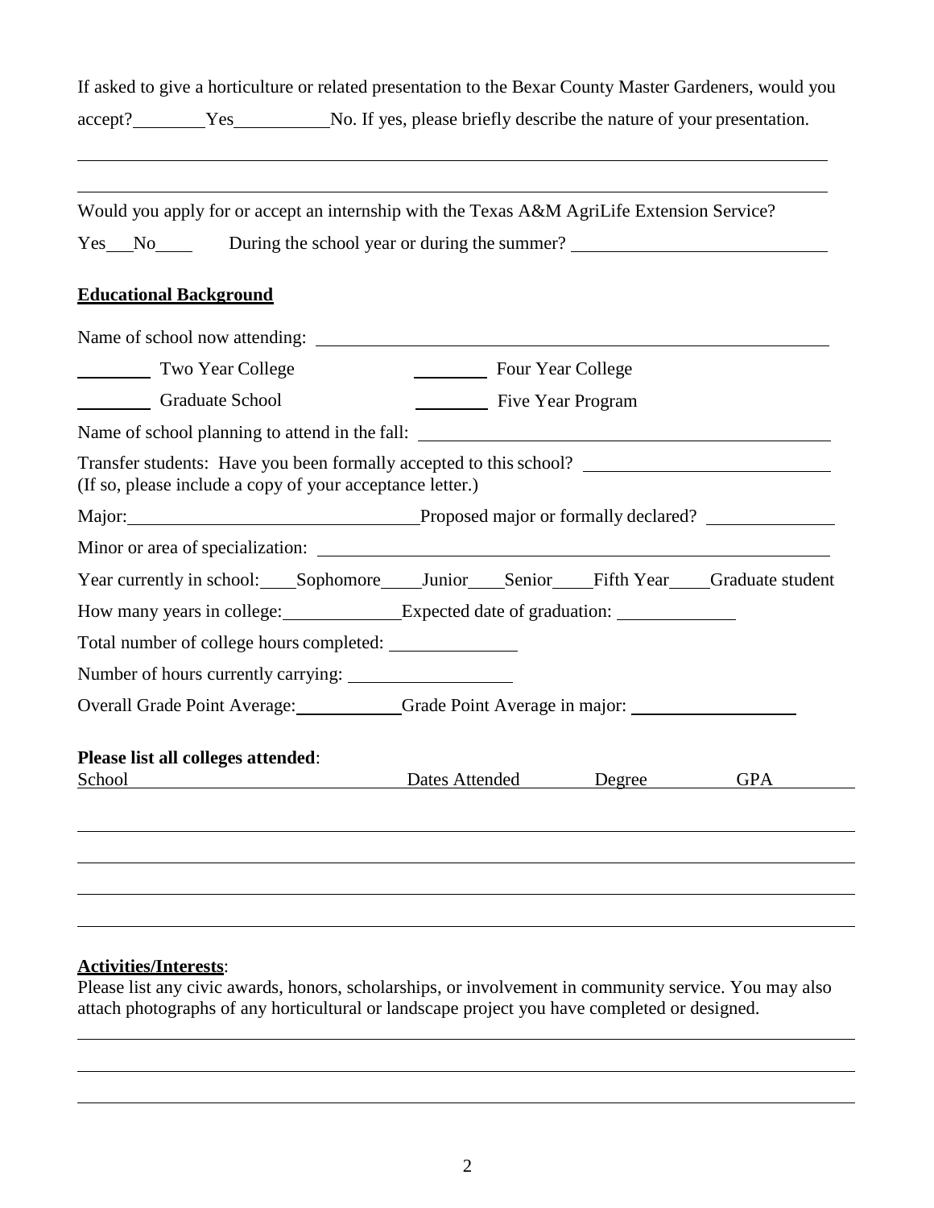If asked to give a horticulture or related presentation to the Bexar County Master Gardeners, would you accept? ________ Yes __________ No. If yes, please briefly describe the nature of your presentation.

_______________________________________________________________________________

_______________________________________________________________________________

Would you apply for or accept an internship with the Texas A&M AgriLife Extension Service?

Yes ___ No ____ During the school year or during the summer? ___________________________

## Educational Background

Name of school now attending: ___________________________________________________

________ Two Year College ________ Four Year College

________ Graduate School ________ Five Year Program

Name of school planning to attend in the fall: ___________________________________________

Transfer students: Have you been formally accepted to this school? ___________________________
(If so, please include a copy of your acceptance letter.)

Major: ______________________________ Proposed major or formally declared? ______________

Minor or area of specialization: _____________________________________________________

Year currently in school: ____ Sophomore ____ Junior ____ Senior ____ Fifth Year ____ Graduate student

How many years in college: ____________ Expected date of graduation: ____________

Total number of college hours completed: ______________

Number of hours currently carrying: _________________

Overall Grade Point Average: ___________ Grade Point Average in major: __________________

**Please list all colleges attended**:

| School | Dates Attended | Degree | GPA |
|---|---|---|---|
| | | | |
| | | | |
| | | | |
| | | | |

**Activities/Interests**:
Please list any civic awards, honors, scholarships, or involvement in community service. You may also attach photographs of any horticultural or landscape project you have completed or designed.

_______________________________________________________________________________

_______________________________________________________________________________

_______________________________________________________________________________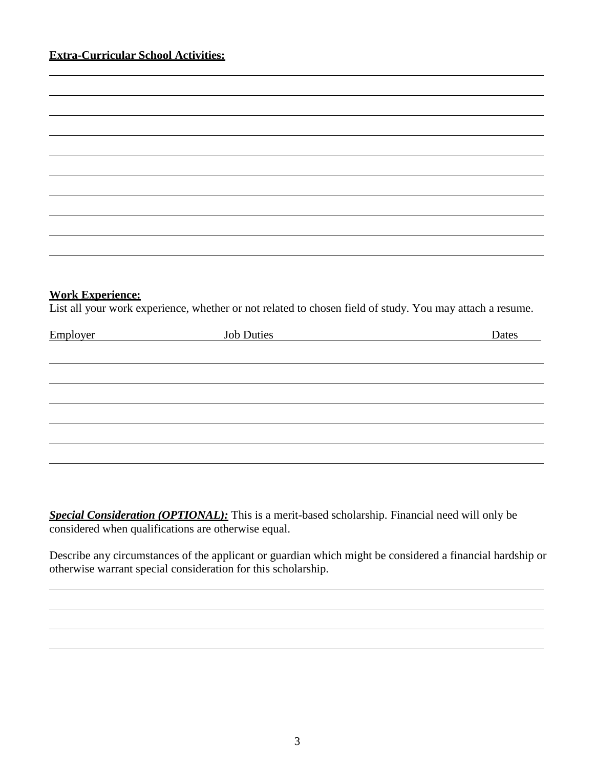**Extra-Curricular School Activities:**

**Work Experience:**

List all your work experience, whether or not related to chosen field of study. You may attach a resume.

| Employer | Job Duties | Dates |
|---|---|---|
| | | |
| | | |
| | | |
| | | |
| | | |
| | | |

***Special Consideration (OPTIONAL):*** This is a merit-based scholarship. Financial need will only be considered when qualifications are otherwise equal.

Describe any circumstances of the applicant or guardian which might be considered a financial hardship or otherwise warrant special consideration for this scholarship.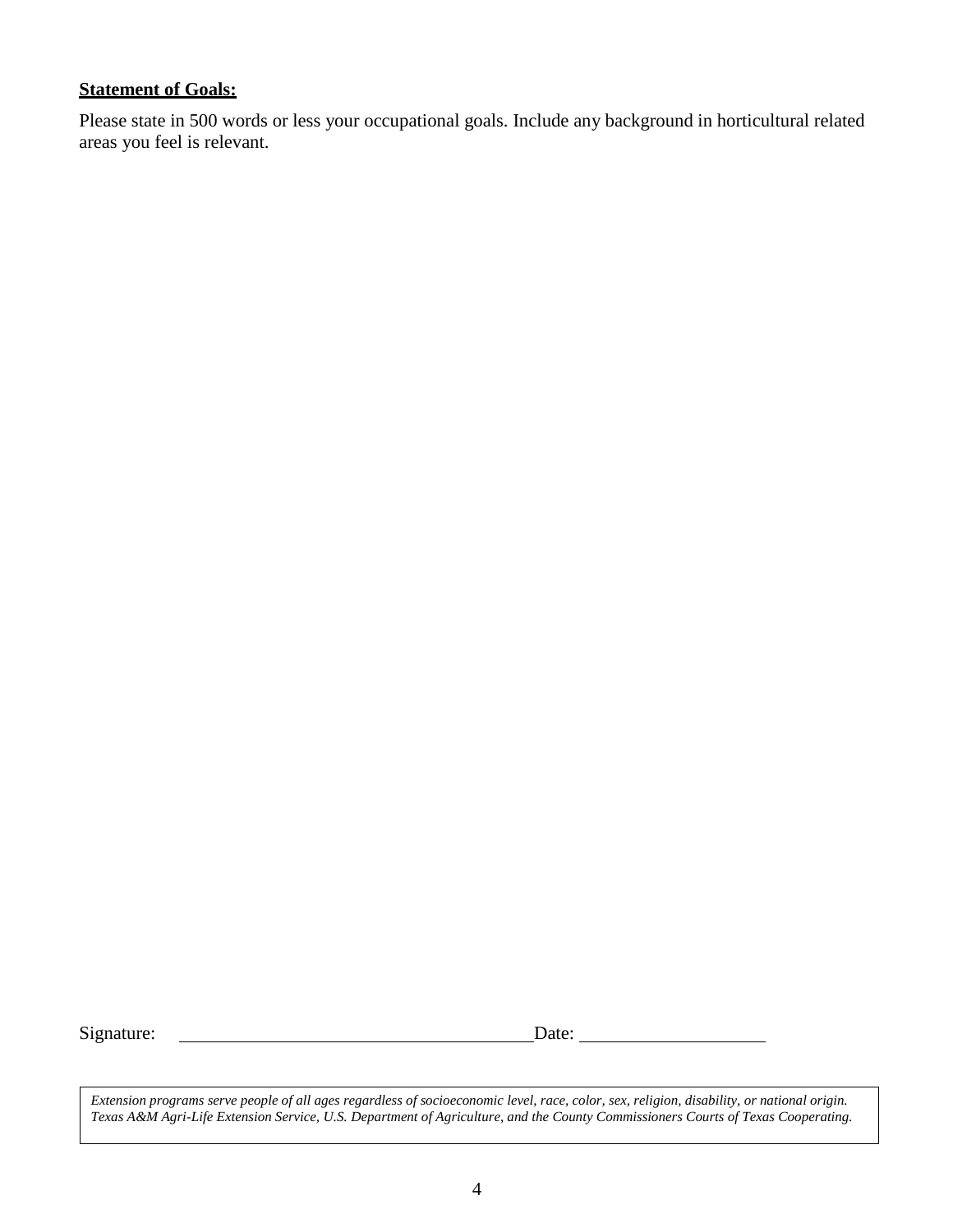**Statement of Goals:**

Please state in 500 words or less your occupational goals. Include any background in horticultural related areas you feel is relevant.

Signature: ______________________________________ Date: ____________________

*Extension programs serve people of all ages regardless of socioeconomic level, race, color, sex, religion, disability, or national origin. Texas A&M Agri-Life Extension Service, U.S. Department of Agriculture, and the County Commissioners Courts of Texas Cooperating.*